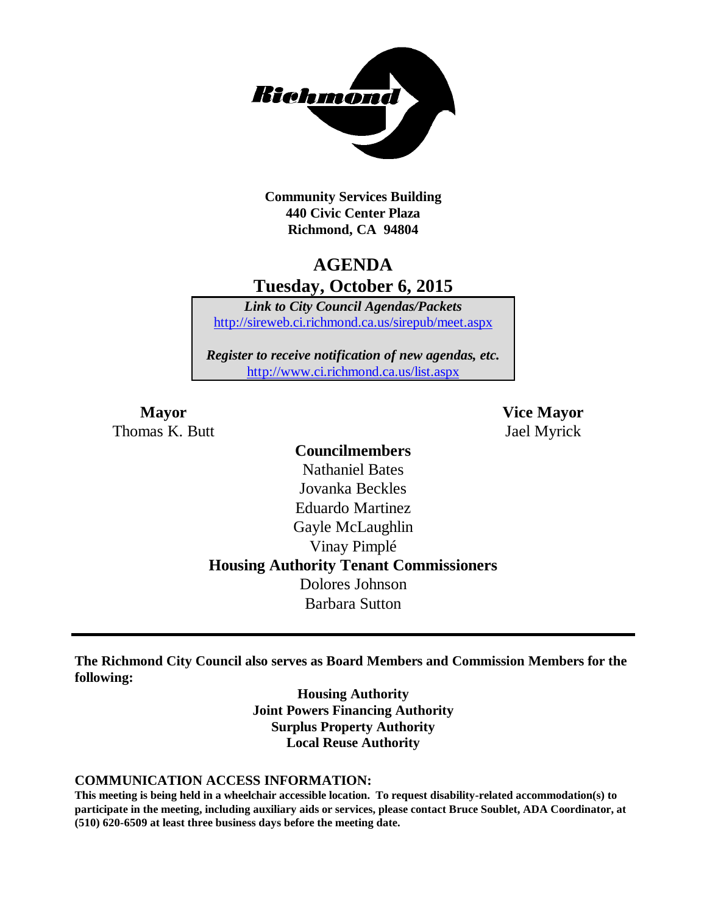**Community Services Building**
**440 Civic Center Plaza**
**Richmond, CA 94804**

# AGENDA
## Tuesday, October 6, 2015

***Link to City Council Agendas/Packets***
http://sireweb.ci.richmond.ca.us/sirepub/meet.aspx

***Register to receive notification of new agendas, etc.***
http://www.ci.richmond.ca.us/list.aspx

**Mayor**
Thomas K. Butt

**Vice Mayor**
Jael Myrick

**Councilmembers**
Nathaniel Bates
Jovanka Beckles
Eduardo Martinez
Gayle McLaughlin
Vinay Pimplé

**Housing Authority Tenant Commissioners**
Dolores Johnson
Barbara Sutton

---

**The Richmond City Council also serves as Board Members and Commission Members for the following:**

**Housing Authority**
**Joint Powers Financing Authority**
**Surplus Property Authority**
**Local Reuse Authority**

**COMMUNICATION ACCESS INFORMATION:**
**This meeting is being held in a wheelchair accessible location. To request disability-related accommodation(s) to participate in the meeting, including auxiliary aids or services, please contact Bruce Soublet, ADA Coordinator, at (510) 620-6509 at least three business days before the meeting date.**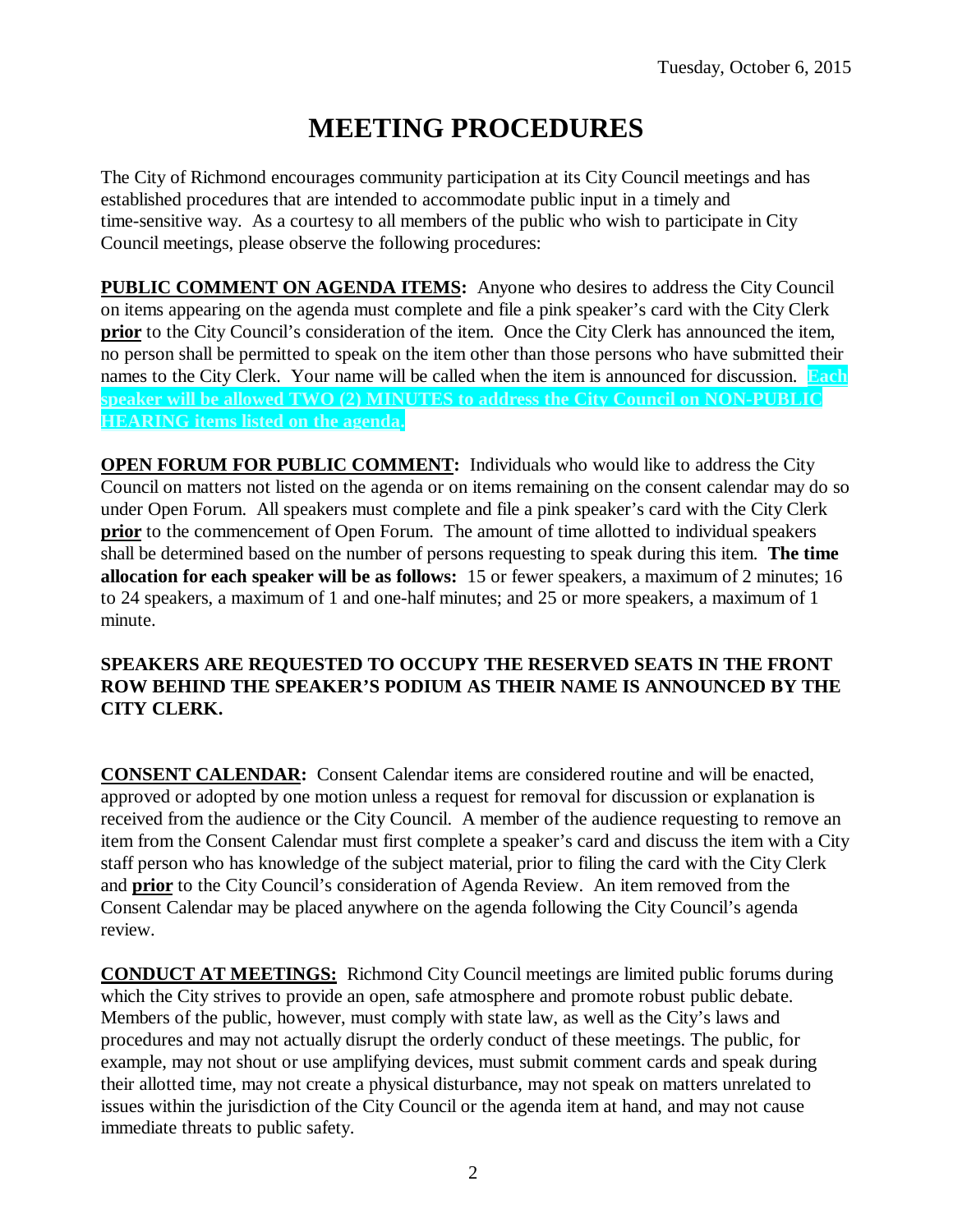# MEETING PROCEDURES

The City of Richmond encourages community participation at its City Council meetings and has established procedures that are intended to accommodate public input in a timely and time-sensitive way. As a courtesy to all members of the public who wish to participate in City Council meetings, please observe the following procedures:

**PUBLIC COMMENT ON AGENDA ITEMS:** Anyone who desires to address the City Council on items appearing on the agenda must complete and file a pink speaker's card with the City Clerk **prior** to the City Council's consideration of the item. Once the City Clerk has announced the item, no person shall be permitted to speak on the item other than those persons who have submitted their names to the City Clerk. Your name will be called when the item is announced for discussion. **Each speaker will be allowed TWO (2) MINUTES to address the City Council on NON-PUBLIC HEARING items listed on the agenda.**

**OPEN FORUM FOR PUBLIC COMMENT:** Individuals who would like to address the City Council on matters not listed on the agenda or on items remaining on the consent calendar may do so under Open Forum. All speakers must complete and file a pink speaker's card with the City Clerk **prior** to the commencement of Open Forum. The amount of time allotted to individual speakers shall be determined based on the number of persons requesting to speak during this item. **The time allocation for each speaker will be as follows:** 15 or fewer speakers, a maximum of 2 minutes; 16 to 24 speakers, a maximum of 1 and one-half minutes; and 25 or more speakers, a maximum of 1 minute.

**SPEAKERS ARE REQUESTED TO OCCUPY THE RESERVED SEATS IN THE FRONT ROW BEHIND THE SPEAKER'S PODIUM AS THEIR NAME IS ANNOUNCED BY THE CITY CLERK.**

**CONSENT CALENDAR:** Consent Calendar items are considered routine and will be enacted, approved or adopted by one motion unless a request for removal for discussion or explanation is received from the audience or the City Council. A member of the audience requesting to remove an item from the Consent Calendar must first complete a speaker's card and discuss the item with a City staff person who has knowledge of the subject material, prior to filing the card with the City Clerk and **prior** to the City Council's consideration of Agenda Review. An item removed from the Consent Calendar may be placed anywhere on the agenda following the City Council's agenda review.

**CONDUCT AT MEETINGS:** Richmond City Council meetings are limited public forums during which the City strives to provide an open, safe atmosphere and promote robust public debate. Members of the public, however, must comply with state law, as well as the City's laws and procedures and may not actually disrupt the orderly conduct of these meetings. The public, for example, may not shout or use amplifying devices, must submit comment cards and speak during their allotted time, may not create a physical disturbance, may not speak on matters unrelated to issues within the jurisdiction of the City Council or the agenda item at hand, and may not cause immediate threats to public safety.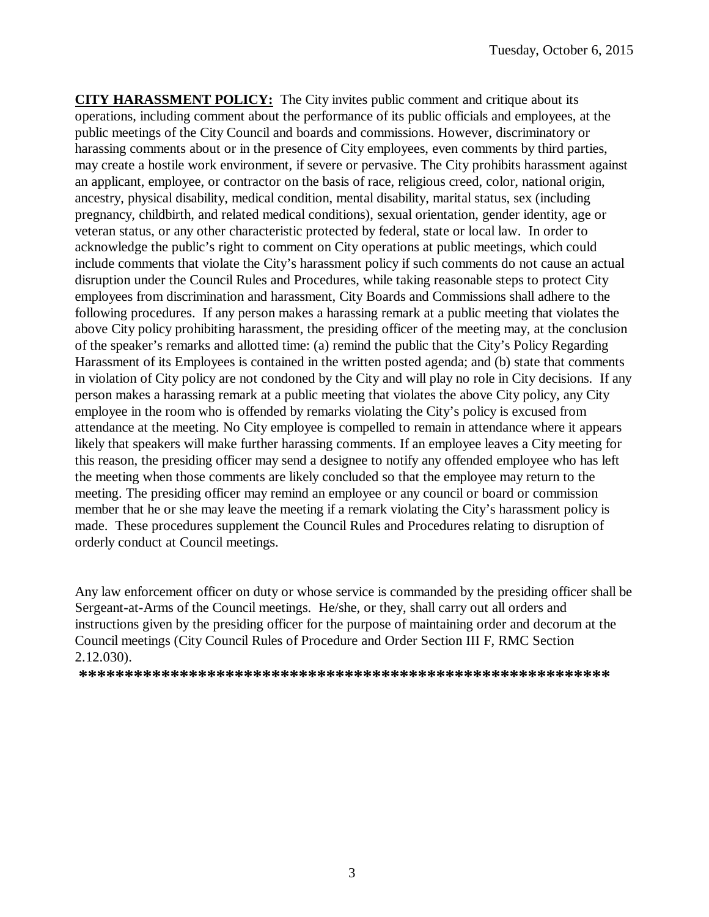**CITY HARASSMENT POLICY:** The City invites public comment and critique about its operations, including comment about the performance of its public officials and employees, at the public meetings of the City Council and boards and commissions. However, discriminatory or harassing comments about or in the presence of City employees, even comments by third parties, may create a hostile work environment, if severe or pervasive. The City prohibits harassment against an applicant, employee, or contractor on the basis of race, religious creed, color, national origin, ancestry, physical disability, medical condition, mental disability, marital status, sex (including pregnancy, childbirth, and related medical conditions), sexual orientation, gender identity, age or veteran status, or any other characteristic protected by federal, state or local law. In order to acknowledge the public's right to comment on City operations at public meetings, which could include comments that violate the City's harassment policy if such comments do not cause an actual disruption under the Council Rules and Procedures, while taking reasonable steps to protect City employees from discrimination and harassment, City Boards and Commissions shall adhere to the following procedures. If any person makes a harassing remark at a public meeting that violates the above City policy prohibiting harassment, the presiding officer of the meeting may, at the conclusion of the speaker's remarks and allotted time: (a) remind the public that the City's Policy Regarding Harassment of its Employees is contained in the written posted agenda; and (b) state that comments in violation of City policy are not condoned by the City and will play no role in City decisions. If any person makes a harassing remark at a public meeting that violates the above City policy, any City employee in the room who is offended by remarks violating the City's policy is excused from attendance at the meeting. No City employee is compelled to remain in attendance where it appears likely that speakers will make further harassing comments. If an employee leaves a City meeting for this reason, the presiding officer may send a designee to notify any offended employee who has left the meeting when those comments are likely concluded so that the employee may return to the meeting. The presiding officer may remind an employee or any council or board or commission member that he or she may leave the meeting if a remark violating the City's harassment policy is made. These procedures supplement the Council Rules and Procedures relating to disruption of orderly conduct at Council meetings.

Any law enforcement officer on duty or whose service is commanded by the presiding officer shall be Sergeant-at-Arms of the Council meetings. He/she, or they, shall carry out all orders and instructions given by the presiding officer for the purpose of maintaining order and decorum at the Council meetings (City Council Rules of Procedure and Order Section III F, RMC Section 2.12.030).

**\*\*\*\*\*\*\*\*\*\*\*\*\*\*\*\*\*\*\*\*\*\*\*\*\*\*\*\*\*\*\*\*\*\*\*\*\*\*\*\*\*\*\*\*\*\*\*\*\*\*\*\*\*\*\*\*\*\*\***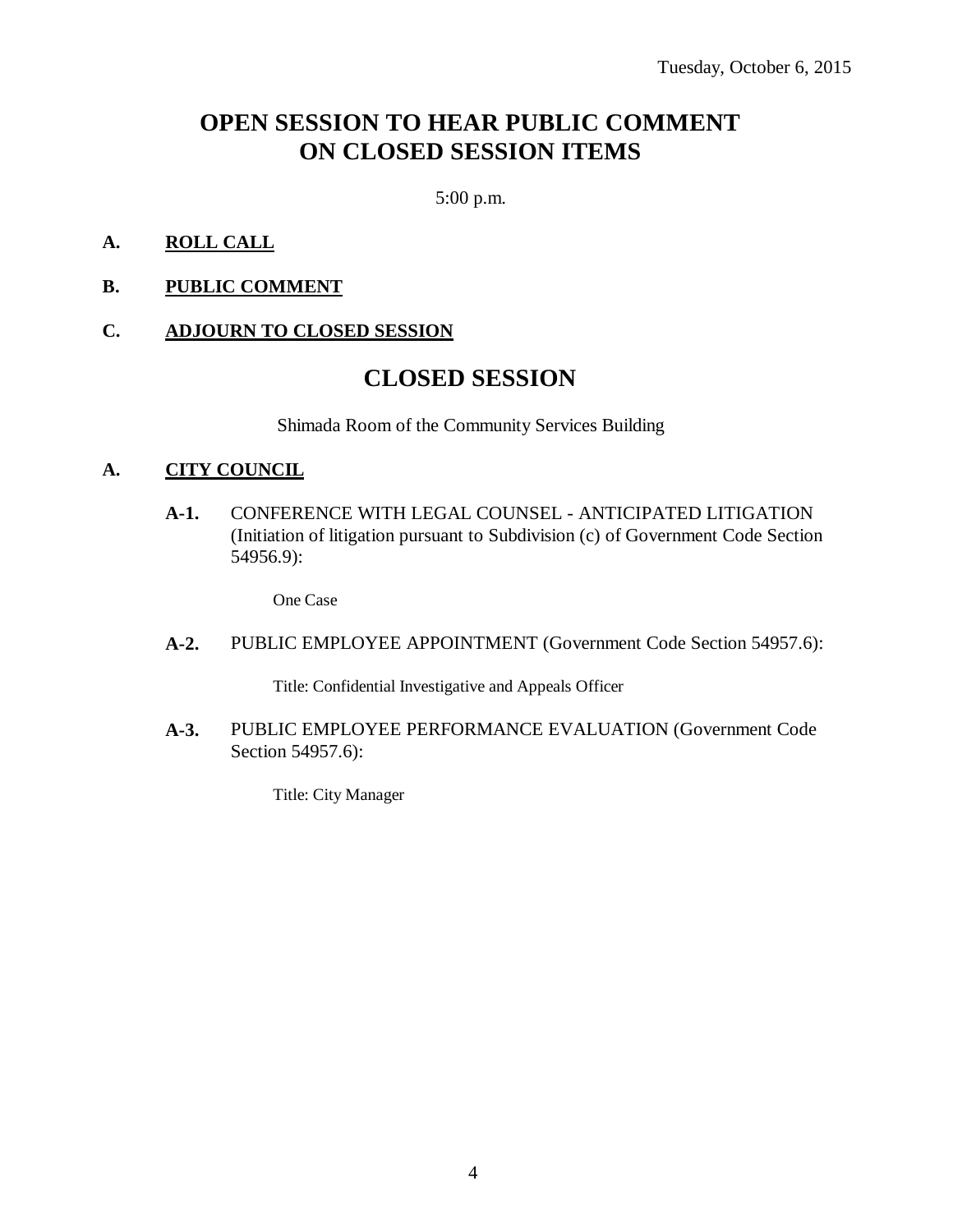Tuesday, October 6, 2015

# OPEN SESSION TO HEAR PUBLIC COMMENT ON CLOSED SESSION ITEMS

5:00 p.m.

**A. ROLL CALL**

**B. PUBLIC COMMENT**

**C. ADJOURN TO CLOSED SESSION**

# CLOSED SESSION

Shimada Room of the Community Services Building

**A. CITY COUNCIL**

**A-1.** CONFERENCE WITH LEGAL COUNSEL - ANTICIPATED LITIGATION (Initiation of litigation pursuant to Subdivision (c) of Government Code Section 54956.9):

One Case

**A-2.** PUBLIC EMPLOYEE APPOINTMENT (Government Code Section 54957.6):

Title: Confidential Investigative and Appeals Officer

**A-3.** PUBLIC EMPLOYEE PERFORMANCE EVALUATION (Government Code Section 54957.6):

Title: City Manager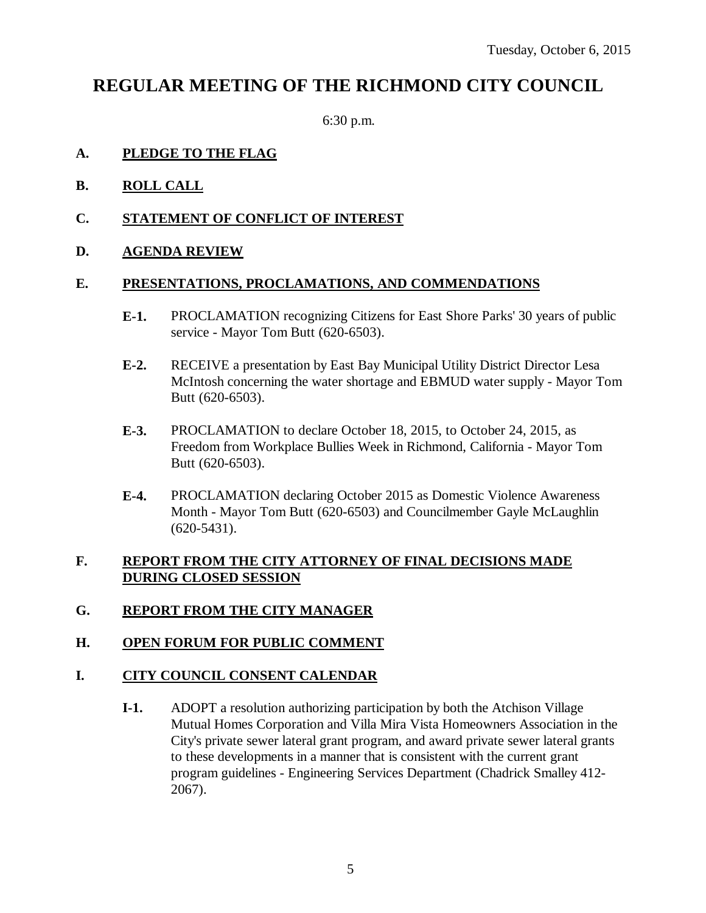Tuesday, October 6, 2015

# REGULAR MEETING OF THE RICHMOND CITY COUNCIL

6:30 p.m.

**A. PLEDGE TO THE FLAG**

**B. ROLL CALL**

**C. STATEMENT OF CONFLICT OF INTEREST**

**D. AGENDA REVIEW**

**E. PRESENTATIONS, PROCLAMATIONS, AND COMMENDATIONS**

**E-1.** PROCLAMATION recognizing Citizens for East Shore Parks' 30 years of public service - Mayor Tom Butt (620-6503).

**E-2.** RECEIVE a presentation by East Bay Municipal Utility District Director Lesa McIntosh concerning the water shortage and EBMUD water supply - Mayor Tom Butt (620-6503).

**E-3.** PROCLAMATION to declare October 18, 2015, to October 24, 2015, as Freedom from Workplace Bullies Week in Richmond, California - Mayor Tom Butt (620-6503).

**E-4.** PROCLAMATION declaring October 2015 as Domestic Violence Awareness Month - Mayor Tom Butt (620-6503) and Councilmember Gayle McLaughlin (620-5431).

**F. REPORT FROM THE CITY ATTORNEY OF FINAL DECISIONS MADE DURING CLOSED SESSION**

**G. REPORT FROM THE CITY MANAGER**

**H. OPEN FORUM FOR PUBLIC COMMENT**

**I. CITY COUNCIL CONSENT CALENDAR**

**I-1.** ADOPT a resolution authorizing participation by both the Atchison Village Mutual Homes Corporation and Villa Mira Vista Homeowners Association in the City's private sewer lateral grant program, and award private sewer lateral grants to these developments in a manner that is consistent with the current grant program guidelines - Engineering Services Department (Chadrick Smalley 412-2067).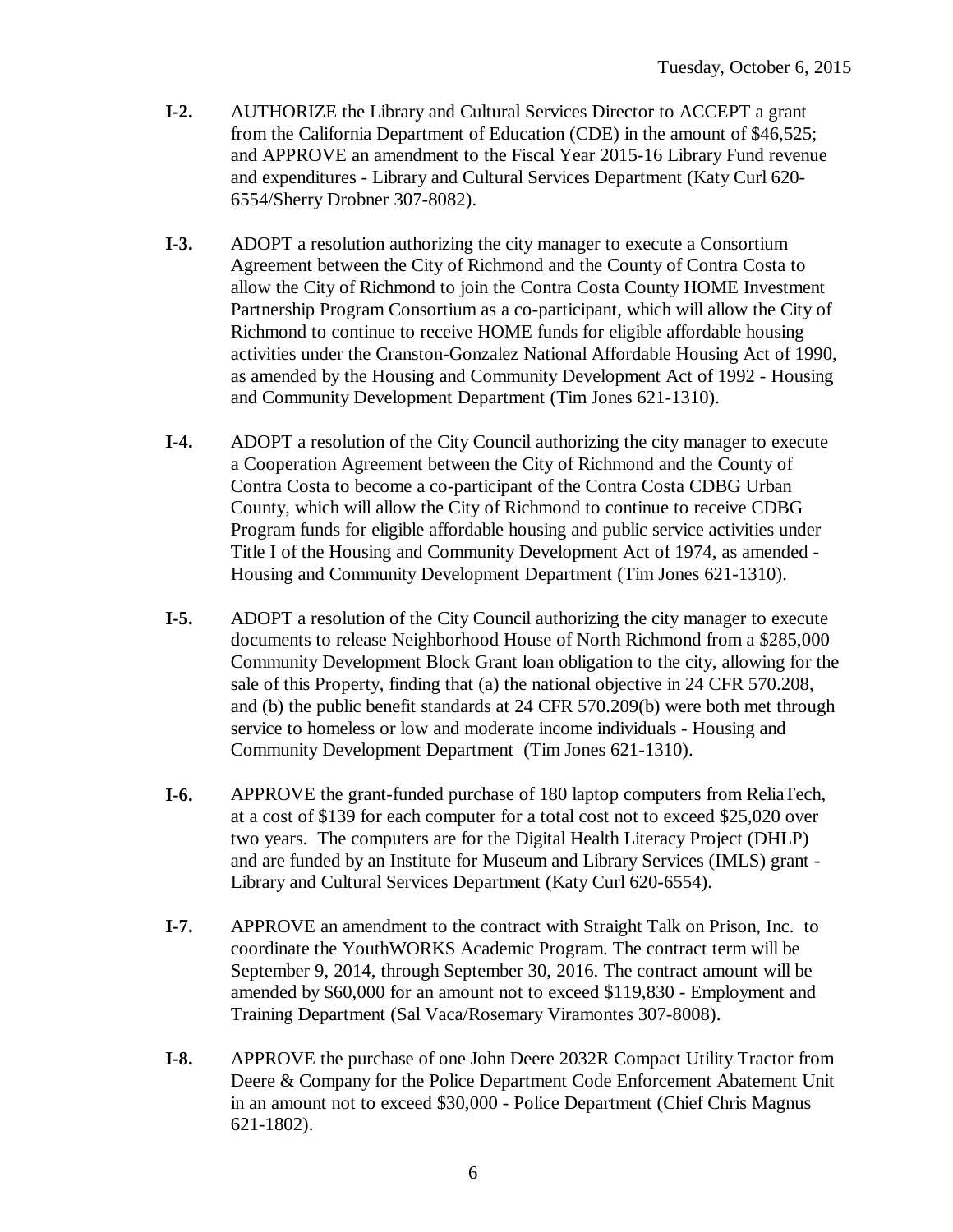**I-2.** AUTHORIZE the Library and Cultural Services Director to ACCEPT a grant from the California Department of Education (CDE) in the amount of $46,525; and APPROVE an amendment to the Fiscal Year 2015-16 Library Fund revenue and expenditures - Library and Cultural Services Department (Katy Curl 620-6554/Sherry Drobner 307-8082).

**I-3.** ADOPT a resolution authorizing the city manager to execute a Consortium Agreement between the City of Richmond and the County of Contra Costa to allow the City of Richmond to join the Contra Costa County HOME Investment Partnership Program Consortium as a co-participant, which will allow the City of Richmond to continue to receive HOME funds for eligible affordable housing activities under the Cranston-Gonzalez National Affordable Housing Act of 1990, as amended by the Housing and Community Development Act of 1992 - Housing and Community Development Department (Tim Jones 621-1310).

**I-4.** ADOPT a resolution of the City Council authorizing the city manager to execute a Cooperation Agreement between the City of Richmond and the County of Contra Costa to become a co-participant of the Contra Costa CDBG Urban County, which will allow the City of Richmond to continue to receive CDBG Program funds for eligible affordable housing and public service activities under Title I of the Housing and Community Development Act of 1974, as amended - Housing and Community Development Department (Tim Jones 621-1310).

**I-5.** ADOPT a resolution of the City Council authorizing the city manager to execute documents to release Neighborhood House of North Richmond from a $285,000 Community Development Block Grant loan obligation to the city, allowing for the sale of this Property, finding that (a) the national objective in 24 CFR 570.208, and (b) the public benefit standards at 24 CFR 570.209(b) were both met through service to homeless or low and moderate income individuals - Housing and Community Development Department (Tim Jones 621-1310).

**I-6.** APPROVE the grant-funded purchase of 180 laptop computers from ReliaTech, at a cost of $139 for each computer for a total cost not to exceed $25,020 over two years. The computers are for the Digital Health Literacy Project (DHLP) and are funded by an Institute for Museum and Library Services (IMLS) grant - Library and Cultural Services Department (Katy Curl 620-6554).

**I-7.** APPROVE an amendment to the contract with Straight Talk on Prison, Inc. to coordinate the YouthWORKS Academic Program. The contract term will be September 9, 2014, through September 30, 2016. The contract amount will be amended by $60,000 for an amount not to exceed $119,830 - Employment and Training Department (Sal Vaca/Rosemary Viramontes 307-8008).

**I-8.** APPROVE the purchase of one John Deere 2032R Compact Utility Tractor from Deere & Company for the Police Department Code Enforcement Abatement Unit in an amount not to exceed $30,000 - Police Department (Chief Chris Magnus 621-1802).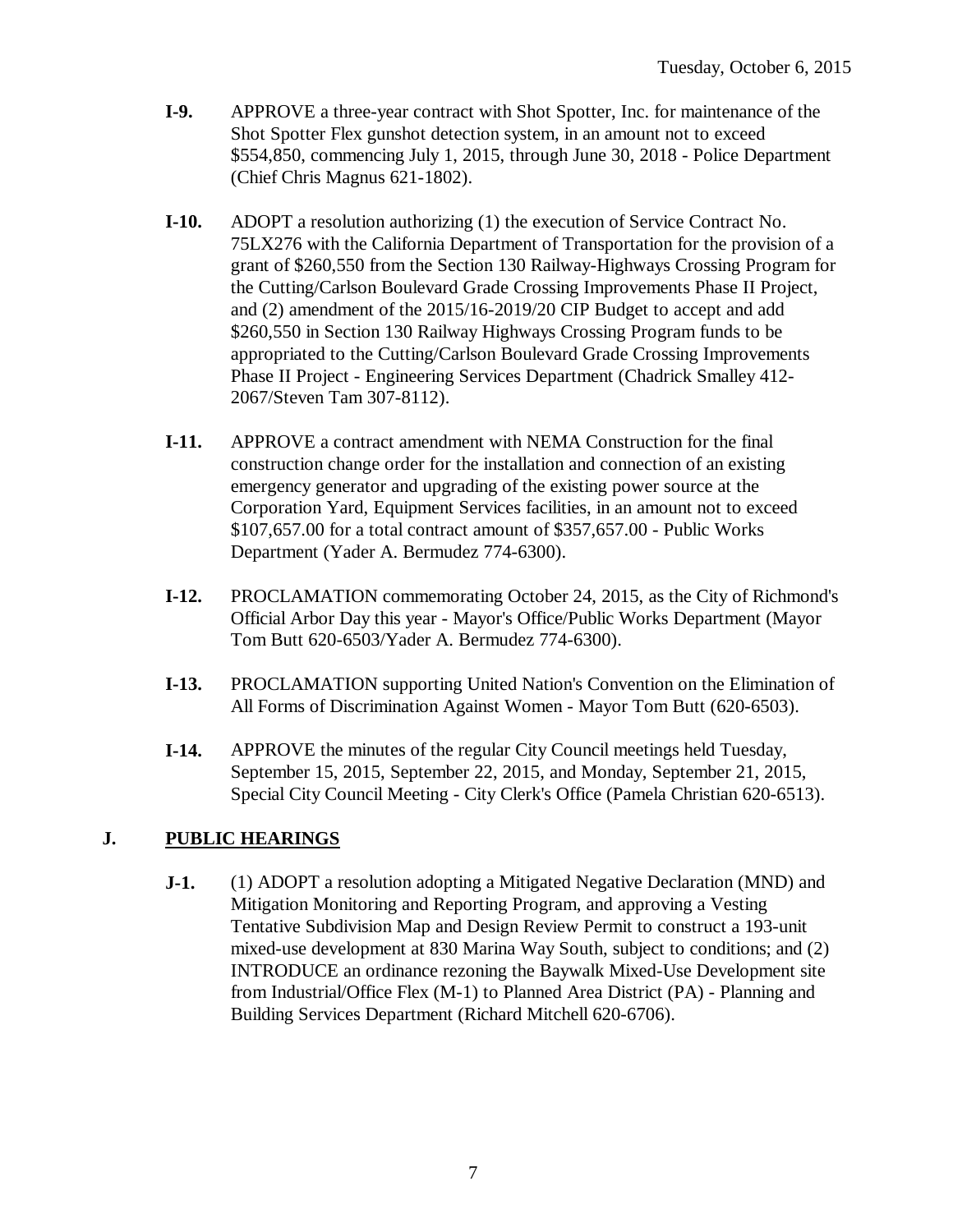- **I-9.** APPROVE a three-year contract with Shot Spotter, Inc. for maintenance of the Shot Spotter Flex gunshot detection system, in an amount not to exceed $554,850, commencing July 1, 2015, through June 30, 2018 - Police Department (Chief Chris Magnus 621-1802).

- **I-10.** ADOPT a resolution authorizing (1) the execution of Service Contract No. 75LX276 with the California Department of Transportation for the provision of a grant of $260,550 from the Section 130 Railway-Highways Crossing Program for the Cutting/Carlson Boulevard Grade Crossing Improvements Phase II Project, and (2) amendment of the 2015/16-2019/20 CIP Budget to accept and add $260,550 in Section 130 Railway Highways Crossing Program funds to be appropriated to the Cutting/Carlson Boulevard Grade Crossing Improvements Phase II Project - Engineering Services Department (Chadrick Smalley 412-2067/Steven Tam 307-8112).

- **I-11.** APPROVE a contract amendment with NEMA Construction for the final construction change order for the installation and connection of an existing emergency generator and upgrading of the existing power source at the Corporation Yard, Equipment Services facilities, in an amount not to exceed $107,657.00 for a total contract amount of $357,657.00 - Public Works Department (Yader A. Bermudez 774-6300).

- **I-12.** PROCLAMATION commemorating October 24, 2015, as the City of Richmond's Official Arbor Day this year - Mayor's Office/Public Works Department (Mayor Tom Butt 620-6503/Yader A. Bermudez 774-6300).

- **I-13.** PROCLAMATION supporting United Nation's Convention on the Elimination of All Forms of Discrimination Against Women - Mayor Tom Butt (620-6503).

- **I-14.** APPROVE the minutes of the regular City Council meetings held Tuesday, September 15, 2015, September 22, 2015, and Monday, September 21, 2015, Special City Council Meeting - City Clerk's Office (Pamela Christian 620-6513).

## J. PUBLIC HEARINGS

- **J-1.** (1) ADOPT a resolution adopting a Mitigated Negative Declaration (MND) and Mitigation Monitoring and Reporting Program, and approving a Vesting Tentative Subdivision Map and Design Review Permit to construct a 193-unit mixed-use development at 830 Marina Way South, subject to conditions; and (2) INTRODUCE an ordinance rezoning the Baywalk Mixed-Use Development site from Industrial/Office Flex (M-1) to Planned Area District (PA) - Planning and Building Services Department (Richard Mitchell 620-6706).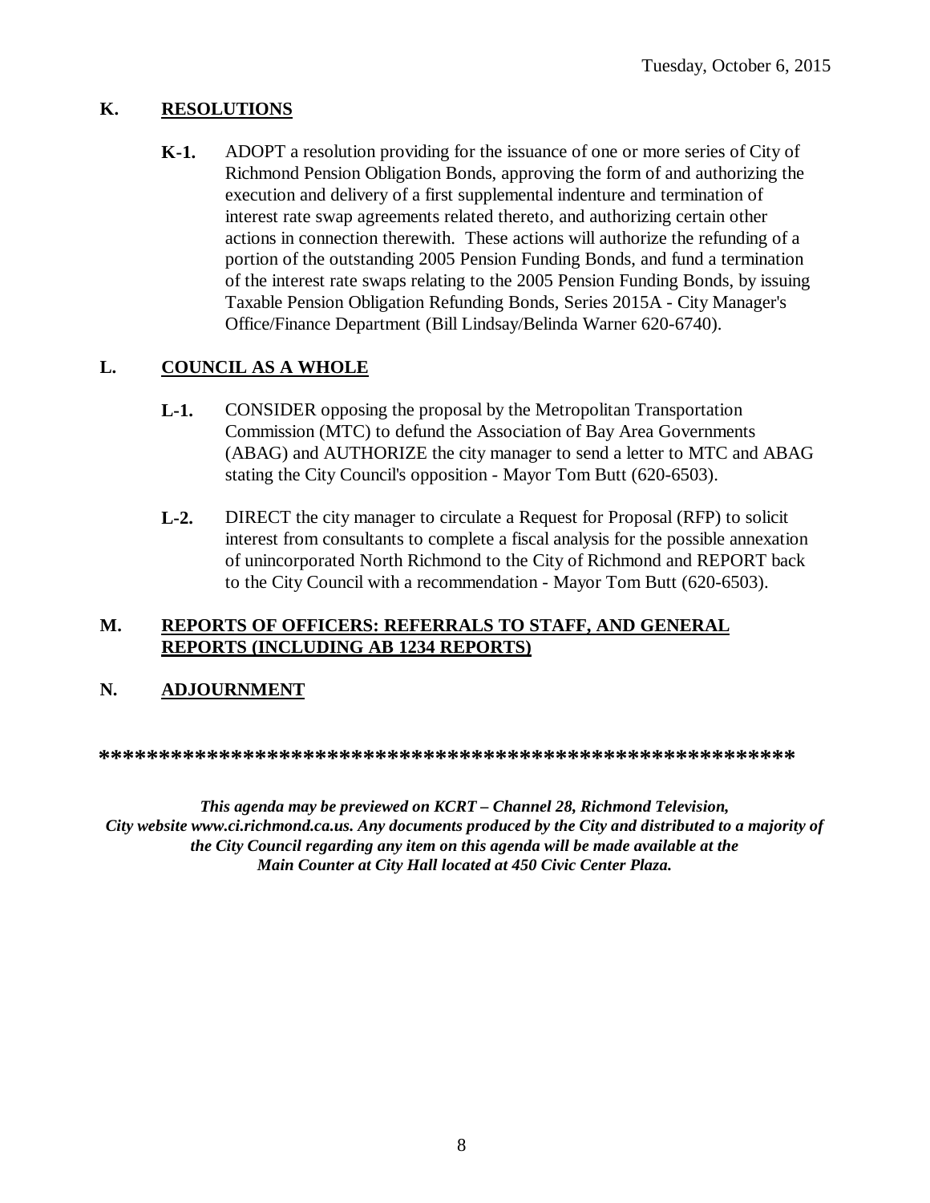Tuesday, October 6, 2015

## K. RESOLUTIONS

**K-1.** ADOPT a resolution providing for the issuance of one or more series of City of Richmond Pension Obligation Bonds, approving the form of and authorizing the execution and delivery of a first supplemental indenture and termination of interest rate swap agreements related thereto, and authorizing certain other actions in connection therewith. These actions will authorize the refunding of a portion of the outstanding 2005 Pension Funding Bonds, and fund a termination of the interest rate swaps relating to the 2005 Pension Funding Bonds, by issuing Taxable Pension Obligation Refunding Bonds, Series 2015A - City Manager's Office/Finance Department (Bill Lindsay/Belinda Warner 620-6740).

## L. COUNCIL AS A WHOLE

**L-1.** CONSIDER opposing the proposal by the Metropolitan Transportation Commission (MTC) to defund the Association of Bay Area Governments (ABAG) and AUTHORIZE the city manager to send a letter to MTC and ABAG stating the City Council's opposition - Mayor Tom Butt (620-6503).

**L-2.** DIRECT the city manager to circulate a Request for Proposal (RFP) to solicit interest from consultants to complete a fiscal analysis for the possible annexation of unincorporated North Richmond to the City of Richmond and REPORT back to the City Council with a recommendation - Mayor Tom Butt (620-6503).

## M. REPORTS OF OFFICERS: REFERRALS TO STAFF, AND GENERAL REPORTS (INCLUDING AB 1234 REPORTS)

## N. ADJOURNMENT

**************************************************************

***This agenda may be previewed on KCRT – Channel 28, Richmond Television, City website www.ci.richmond.ca.us. Any documents produced by the City and distributed to a majority of the City Council regarding any item on this agenda will be made available at the Main Counter at City Hall located at 450 Civic Center Plaza.***